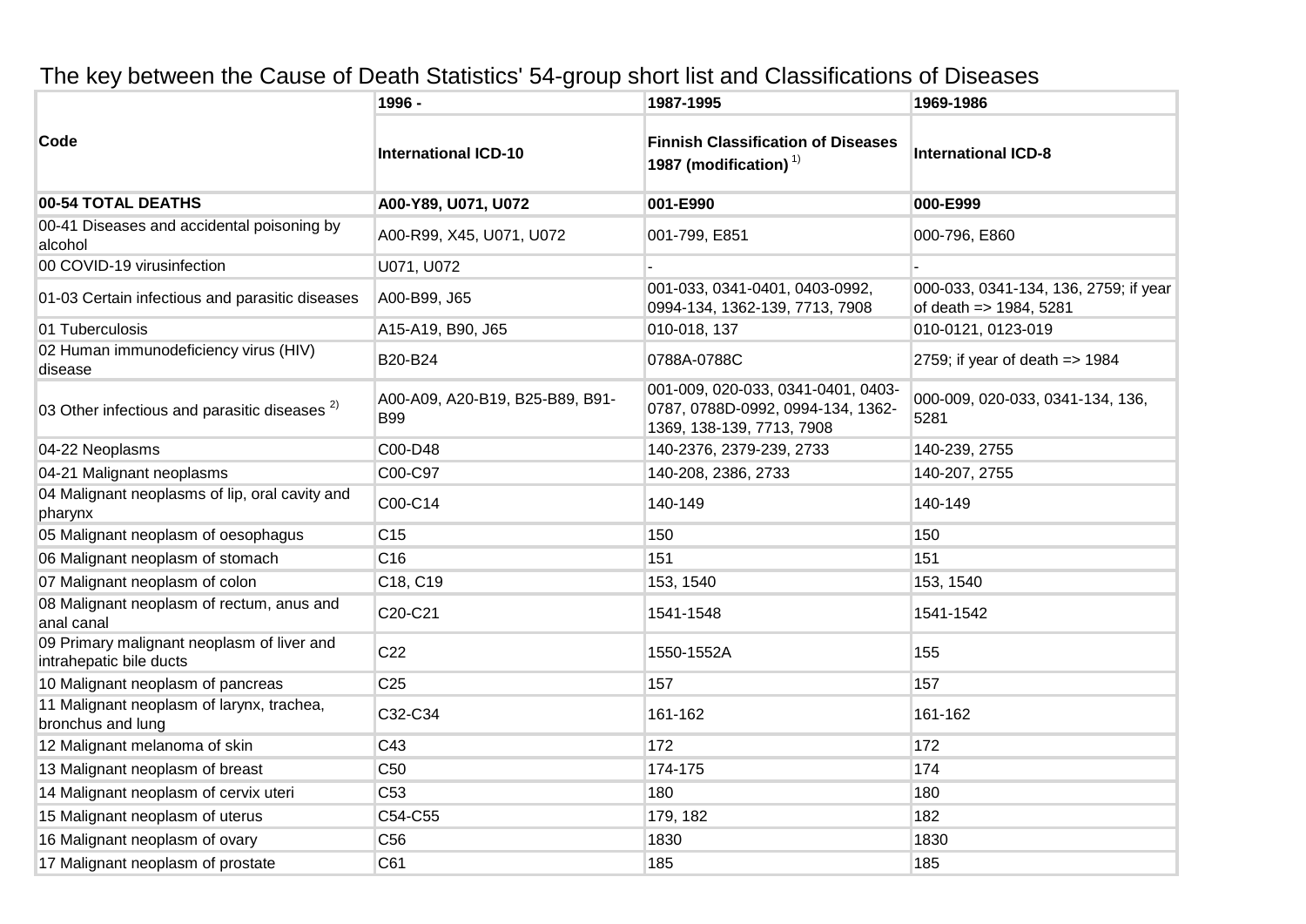# The key between the Cause of Death Statistics' 54-group short list and Classifications of Diseases

| Code | 1996 - International ICD-10 | 1987-1995 Finnish Classification of Diseases 1987 (modification) [1] | 1969-1986 International ICD-8 |
|---|---|---|---|
| **00-54 TOTAL DEATHS** | **A00-Y89, U071, U072** | **001-E990** | **000-E999** |
| 00-41 Diseases and accidental poisoning by alcohol | A00-R99, X45, U071, U072 | 001-799, E851 | 000-796, E860 |
| 00 COVID-19 virusinfection | U071, U072 | - | - |
| 01-03 Certain infectious and parasitic diseases | A00-B99, J65 | 001-033, 0341-0401, 0403-0992, 0994-134, 1362-139, 7713, 7908 | 000-033, 0341-134, 136, 2759; if year of death => 1984, 5281 |
| 01 Tuberculosis | A15-A19, B90, J65 | 010-018, 137 | 010-0121, 0123-019 |
| 02 Human immunodeficiency virus (HIV) disease | B20-B24 | 0788A-0788C | 2759; if year of death => 1984 |
| 03 Other infectious and parasitic diseases [2] | A00-A09, A20-B19, B25-B89, B91-B99 | 001-009, 020-033, 0341-0401, 0403-0787, 0788D-0992, 0994-134, 1362-1369, 138-139, 7713, 7908 | 000-009, 020-033, 0341-134, 136, 5281 |
| 04-22 Neoplasms | C00-D48 | 140-2376, 2379-239, 2733 | 140-239, 2755 |
| 04-21 Malignant neoplasms | C00-C97 | 140-208, 2386, 2733 | 140-207, 2755 |
| 04 Malignant neoplasms of lip, oral cavity and pharynx | C00-C14 | 140-149 | 140-149 |
| 05 Malignant neoplasm of oesophagus | C15 | 150 | 150 |
| 06 Malignant neoplasm of stomach | C16 | 151 | 151 |
| 07 Malignant neoplasm of colon | C18, C19 | 153, 1540 | 153, 1540 |
| 08 Malignant neoplasm of rectum, anus and anal canal | C20-C21 | 1541-1548 | 1541-1542 |
| 09 Primary malignant neoplasm of liver and intrahepatic bile ducts | C22 | 1550-1552A | 155 |
| 10 Malignant neoplasm of pancreas | C25 | 157 | 157 |
| 11 Malignant neoplasm of larynx, trachea, bronchus and lung | C32-C34 | 161-162 | 161-162 |
| 12 Malignant melanoma of skin | C43 | 172 | 172 |
| 13 Malignant neoplasm of breast | C50 | 174-175 | 174 |
| 14 Malignant neoplasm of cervix uteri | C53 | 180 | 180 |
| 15 Malignant neoplasm of uterus | C54-C55 | 179, 182 | 182 |
| 16 Malignant neoplasm of ovary | C56 | 1830 | 1830 |
| 17 Malignant neoplasm of prostate | C61 | 185 | 185 |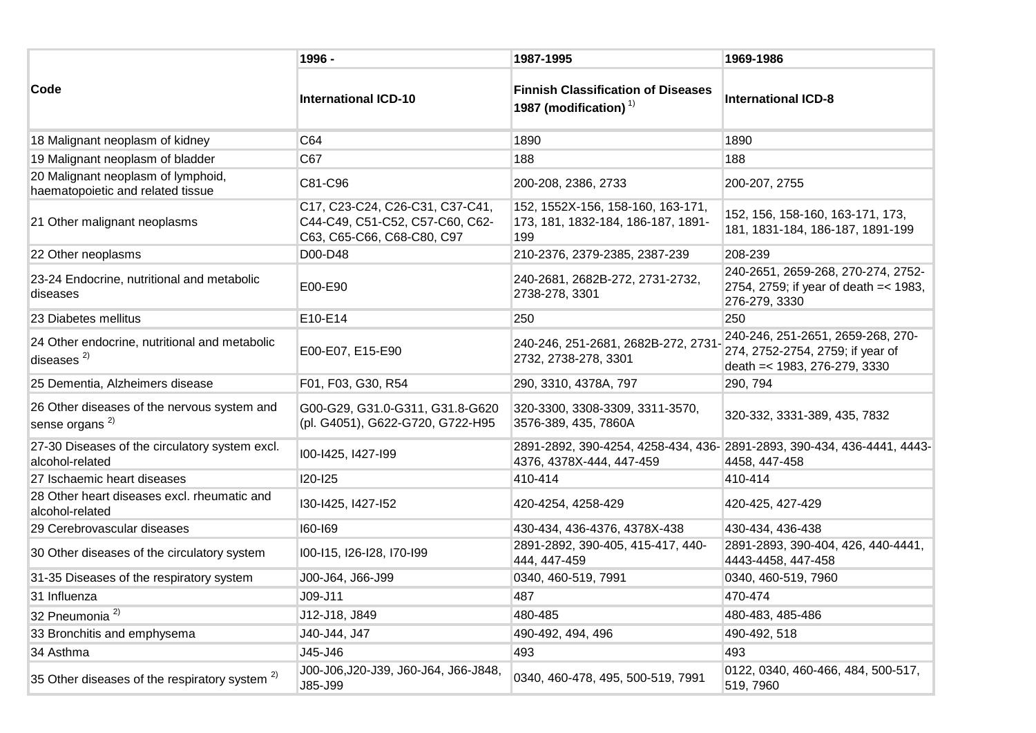| Code | 1996 - International ICD-10 | 1987-1995 Finnish Classification of Diseases 1987 (modification) [1)] | 1969-1986 International ICD-8 |
|---|---|---|---|
| 18 Malignant neoplasm of kidney | C64 | 1890 | 1890 |
| 19 Malignant neoplasm of bladder | C67 | 188 | 188 |
| 20 Malignant neoplasm of lymphoid, haematopoietic and related tissue | C81-C96 | 200-208, 2386, 2733 | 200-207, 2755 |
| 21 Other malignant neoplasms | C17, C23-C24, C26-C31, C37-C41, C44-C49, C51-C52, C57-C60, C62-C63, C65-C66, C68-C80, C97 | 152, 1552X-156, 158-160, 163-171, 173, 181, 1832-184, 186-187, 1891-199 | 152, 156, 158-160, 163-171, 173, 181, 1831-184, 186-187, 1891-199 |
| 22 Other neoplasms | D00-D48 | 210-2376, 2379-2385, 2387-239 | 208-239 |
| 23-24 Endocrine, nutritional and metabolic diseases | E00-E90 | 240-2681, 2682B-272, 2731-2732, 2738-278, 3301 | 240-2651, 2659-268, 270-274, 2752-2754, 2759; if year of death =< 1983, 276-279, 3330 |
| 23 Diabetes mellitus | E10-E14 | 250 | 250 |
| 24 Other endocrine, nutritional and metabolic diseases [2)] | E00-E07, E15-E90 | 240-246, 251-2681, 2682B-272, 2731-2732, 2738-278, 3301 | 240-246, 251-2651, 2659-268, 270-274, 2752-2754, 2759; if year of death =< 1983, 276-279, 3330 |
| 25 Dementia, Alzheimers disease | F01, F03, G30, R54 | 290, 3310, 4378A, 797 | 290, 794 |
| 26 Other diseases of the nervous system and sense organs [2)] | G00-G29, G31.0-G311, G31.8-G620 (pl. G4051), G622-G720, G722-H95 | 320-3300, 3308-3309, 3311-3570, 3576-389, 435, 7860A | 320-332, 3331-389, 435, 7832 |
| 27-30 Diseases of the circulatory system excl. alcohol-related | I00-I425, I427-I99 | 2891-2892, 390-4254, 4258-434, 436-4376, 4378X-444, 447-459 | 2891-2893, 390-434, 436-4441, 4443-4458, 447-458 |
| 27 Ischaemic heart diseases | I20-I25 | 410-414 | 410-414 |
| 28 Other heart diseases excl. rheumatic and alcohol-related | I30-I425, I427-I52 | 420-4254, 4258-429 | 420-425, 427-429 |
| 29 Cerebrovascular diseases | I60-I69 | 430-434, 436-4376, 4378X-438 | 430-434, 436-438 |
| 30 Other diseases of the circulatory system | I00-I15, I26-I28, I70-I99 | 2891-2892, 390-405, 415-417, 440-444, 447-459 | 2891-2893, 390-404, 426, 440-4441, 4443-4458, 447-458 |
| 31-35 Diseases of the respiratory system | J00-J64, J66-J99 | 0340, 460-519, 7991 | 0340, 460-519, 7960 |
| 31 Influenza | J09-J11 | 487 | 470-474 |
| 32 Pneumonia [2)] | J12-J18, J849 | 480-485 | 480-483, 485-486 |
| 33 Bronchitis and emphysema | J40-J44, J47 | 490-492, 494, 496 | 490-492, 518 |
| 34 Asthma | J45-J46 | 493 | 493 |
| 35 Other diseases of the respiratory system [2)] | J00-J06,J20-J39, J60-J64, J66-J848, J85-J99 | 0340, 460-478, 495, 500-519, 7991 | 0122, 0340, 460-466, 484, 500-517, 519, 7960 |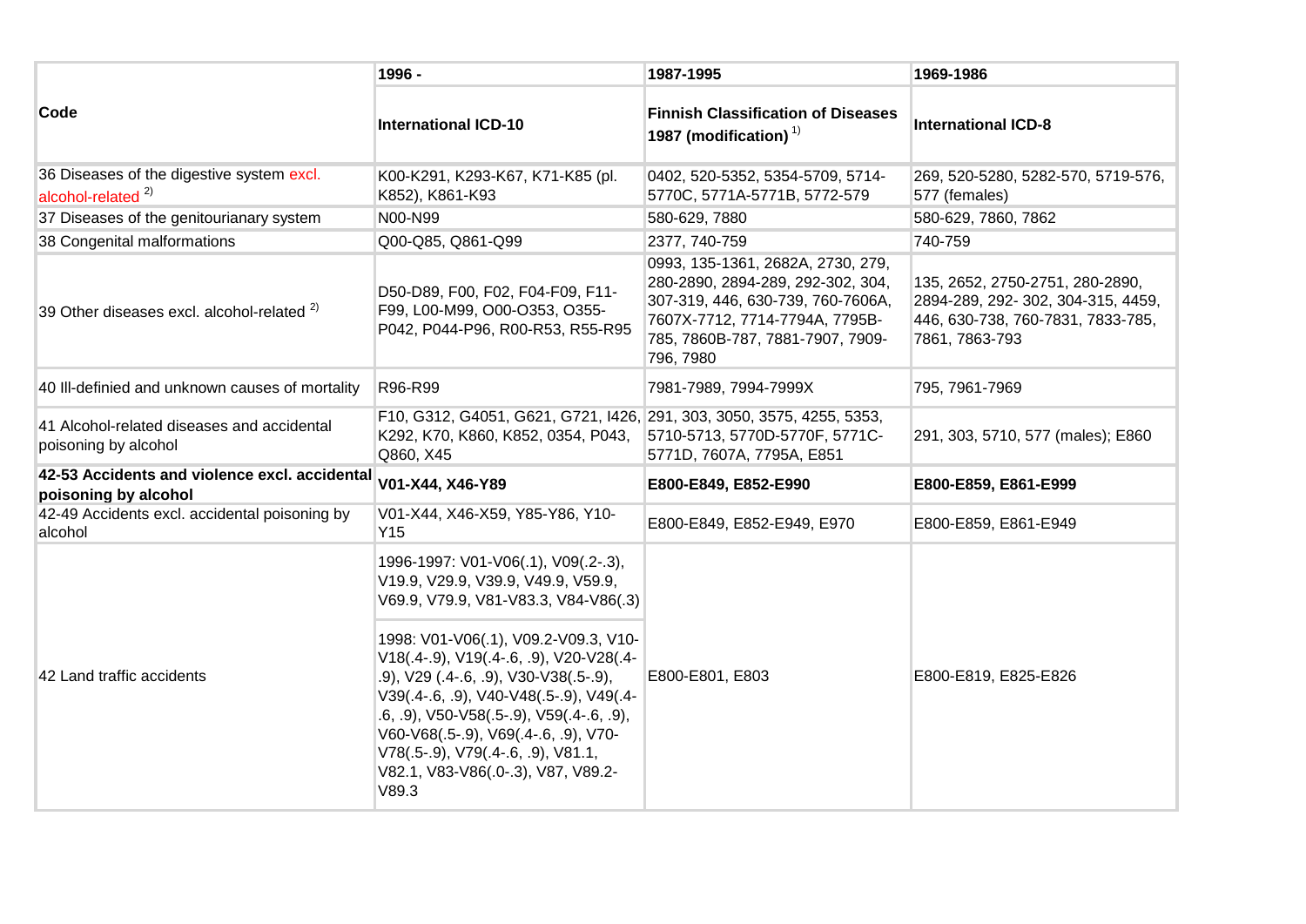| Code | 1996 - International ICD-10 | 1987-1995 Finnish Classification of Diseases 1987 (modification) [1)] | 1969-1986 International ICD-8 |
|---|---|---|---|
| 36 Diseases of the digestive system excl. alcohol-related [2)] | K00-K291, K293-K67, K71-K85 (pl. K852), K861-K93 | 0402, 520-5352, 5354-5709, 5714-5770C, 5771A-5771B, 5772-579 | 269, 520-5280, 5282-570, 5719-576, 577 (females) |
| 37 Diseases of the genitourianary system | N00-N99 | 580-629, 7880 | 580-629, 7860, 7862 |
| 38 Congenital malformations | Q00-Q85, Q861-Q99 | 2377, 740-759 | 740-759 |
| 39 Other diseases excl. alcohol-related [2)] | D50-D89, F00, F02, F04-F09, F11-F99, L00-M99, O00-O353, O355-P042, P044-P96, R00-R53, R55-R95 | 0993, 135-1361, 2682A, 2730, 279, 280-2890, 2894-289, 292-302, 304, 307-319, 446, 630-739, 760-7606A, 7607X-7712, 7714-7794A, 7795B-785, 7860B-787, 7881-7907, 7909-796, 7980 | 135, 2652, 2750-2751, 280-2890, 2894-289, 292- 302, 304-315, 4459, 446, 630-738, 760-7831, 7833-785, 7861, 7863-793 |
| 40 Ill-definied and unknown causes of mortality | R96-R99 | 7981-7989, 7994-7999X | 795, 7961-7969 |
| 41 Alcohol-related diseases and accidental poisoning by alcohol | F10, G312, G4051, G621, G721, I426, K292, K70, K860, K852, 0354, P043, Q860, X45 | 291, 303, 3050, 3575, 4255, 5353, 5710-5713, 5770D-5770F, 5771C-5771D, 7607A, 7795A, E851 | 291, 303, 5710, 577 (males); E860 |
| **42-53 Accidents and violence excl. accidental poisoning by alcohol** | **V01-X44, X46-Y89** | **E800-E849, E852-E990** | **E800-E859, E861-E999** |
| 42-49 Accidents excl. accidental poisoning by alcohol | V01-X44, X46-X59, Y85-Y86, Y10-Y15 | E800-E849, E852-E949, E970 | E800-E859, E861-E949 |
| 42 Land traffic accidents | 1996-1997: V01-V06(.1), V09(.2-.3), V19.9, V29.9, V39.9, V49.9, V59.9, V69.9, V79.9, V81-V83.3, V84-V86(.3)<br><br>1998: V01-V06(.1), V09.2-V09.3, V10-V18(.4-.9), V19(.4-.6, .9), V20-V28(.4-.9), V29 (.4-.6, .9), V30-V38(.5-.9), V39(.4-.6, .9), V40-V48(.5-.9), V49(.4-.6, .9), V50-V58(.5-.9), V59(.4-.6, .9), V60-V68(.5-.9), V69(.4-.6, .9), V70-V78(.5-.9), V79(.4-.6, .9), V81.1, V82.1, V83-V86(.0-.3), V87, V89.2-V89.3 | E800-E801, E803 | E800-E819, E825-E826 |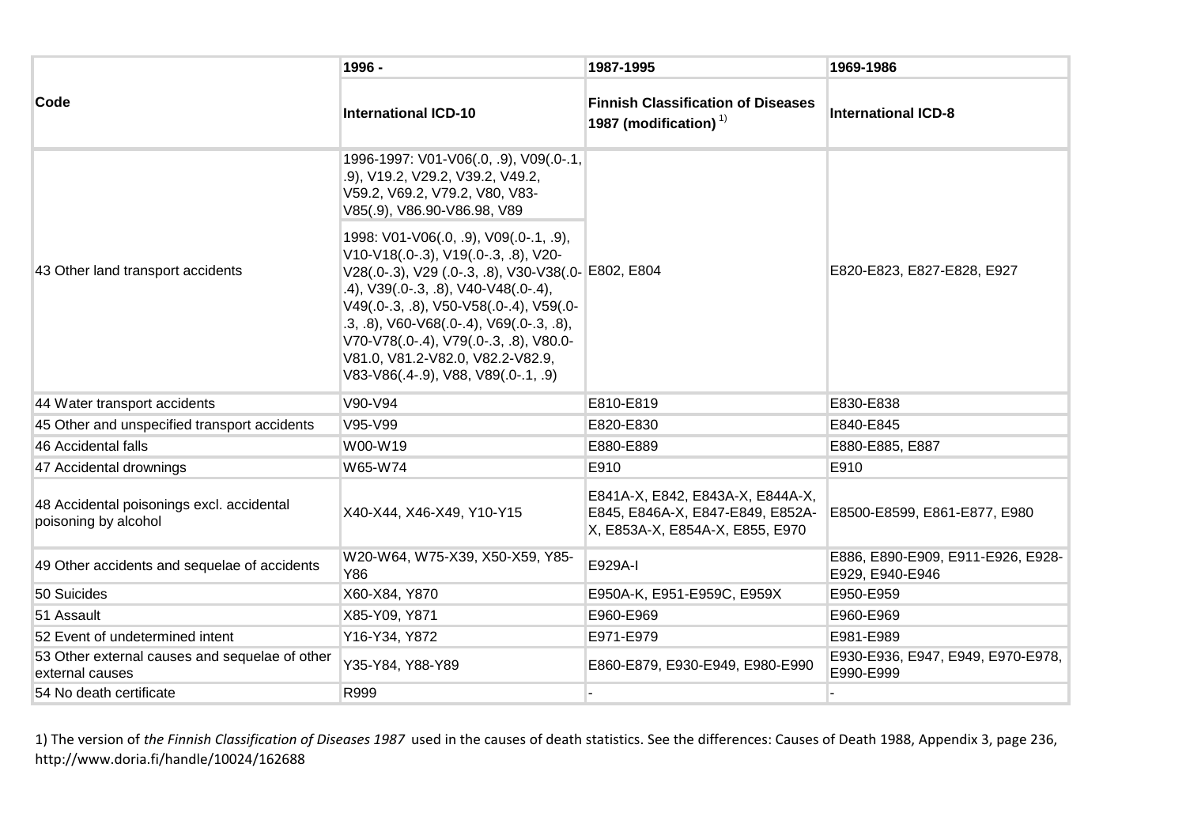| Code | 1996 - | 1987-1995 | 1969-1986 |
|---|---|---|---|
| | International ICD-10 | Finnish Classification of Diseases 1987 (modification) [1)] | International ICD-8 |
| 43 Other land transport accidents | 1996-1997: V01-V06(.0, .9), V09(.0-.1, .9), V19.2, V29.2, V39.2, V49.2, V59.2, V69.2, V79.2, V80, V83-V85(.9), V86.90-V86.98, V89 | E802, E804 | E820-E823, E827-E828, E927 |
| | 1998: V01-V06(.0, .9), V09(.0-.1, .9), V10-V18(.0-.3), V19(.0-.3, .8), V20-V28(.0-.3), V29 (.0-.3, .8), V30-V38(.0-.4), V39(.0-.3, .8), V40-V48(.0-.4), V49(.0-.3, .8), V50-V58(.0-.4), V59(.0-.3, .8), V60-V68(.0-.4), V69(.0-.3, .8), V70-V78(.0-.4), V79(.0-.3, .8), V80.0-V81.0, V81.2-V82.0, V82.2-V82.9, V83-V86(.4-.9), V88, V89(.0-.1, .9) | | |
| 44 Water transport accidents | V90-V94 | E810-E819 | E830-E838 |
| 45 Other and unspecified transport accidents | V95-V99 | E820-E830 | E840-E845 |
| 46 Accidental falls | W00-W19 | E880-E889 | E880-E885, E887 |
| 47 Accidental drownings | W65-W74 | E910 | E910 |
| 48 Accidental poisonings excl. accidental poisoning by alcohol | X40-X44, X46-X49, Y10-Y15 | E841A-X, E842, E843A-X, E844A-X, E845, E846A-X, E847-E849, E852A-X, E853A-X, E854A-X, E855, E970 | E8500-E8599, E861-E877, E980 |
| 49 Other accidents and sequelae of accidents | W20-W64, W75-X39, X50-X59, Y85-Y86 | E929A-I | E886, E890-E909, E911-E926, E928-E929, E940-E946 |
| 50 Suicides | X60-X84, Y870 | E950A-K, E951-E959C, E959X | E950-E959 |
| 51 Assault | X85-Y09, Y871 | E960-E969 | E960-E969 |
| 52 Event of undetermined intent | Y16-Y34, Y872 | E971-E979 | E981-E989 |
| 53 Other external causes and sequelae of other external causes | Y35-Y84, Y88-Y89 | E860-E879, E930-E949, E980-E990 | E930-E936, E947, E949, E970-E978, E990-E999 |
| 54 No death certificate | R999 | - | - |

1) The version of *the Finnish Classification of Diseases 1987* used in the causes of death statistics. See the differences: Causes of Death 1988, Appendix 3, page 236, http://www.doria.fi/handle/10024/162688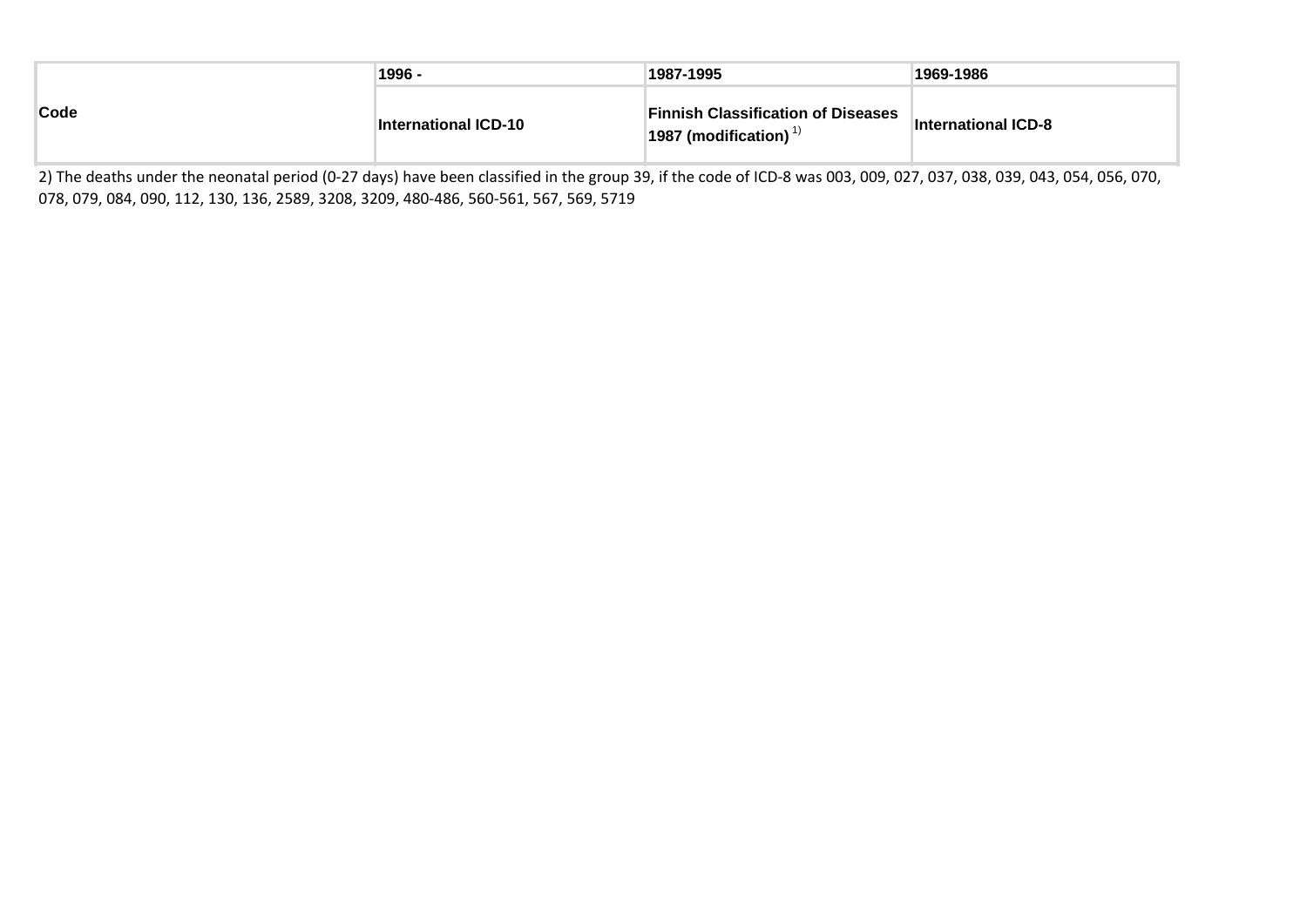| Code | 1996 - | 1987-1995 | 1969-1986 |
| --- | --- | --- | --- |
| | International ICD-10 | Finnish Classification of Diseases 1987 (modification) [1)] | International ICD-8 |

2) The deaths under the neonatal period (0-27 days) have been classified in the group 39, if the code of ICD-8 was 003, 009, 027, 037, 038, 039, 043, 054, 056, 070, 078, 079, 084, 090, 112, 130, 136, 2589, 3208, 3209, 480-486, 560-561, 567, 569, 5719